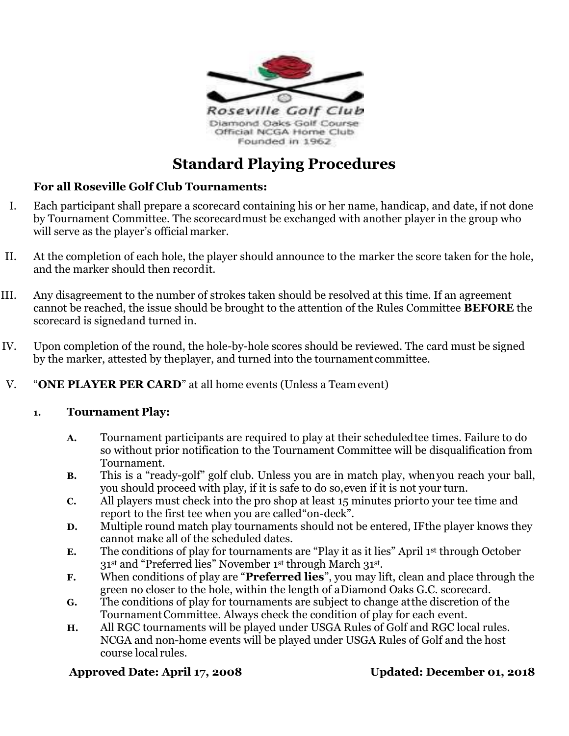Roseville Golf Club
Diamond Oaks Golf Course
Official NCGA Home Club
Founded in 1962

# Standard Playing Procedures

**For all Roseville Golf Club Tournaments:**

I. Each participant shall prepare a scorecard containing his or her name, handicap, and date, if not done by Tournament Committee. The scorecard must be exchanged with another player in the group who will serve as the player's official marker.

II. At the completion of each hole, the player should announce to the marker the score taken for the hole, and the marker should then record it.

III. Any disagreement to the number of strokes taken should be resolved at this time. If an agreement cannot be reached, the issue should be brought to the attention of the Rules Committee **BEFORE** the scorecard is signed and turned in.

IV. Upon completion of the round, the hole-by-hole scores should be reviewed. The card must be signed by the marker, attested by the player, and turned into the tournament committee.

V. "**ONE PLAYER PER CARD**" at all home events (Unless a Team event)

## 1. Tournament Play:

A. Tournament participants are required to play at their scheduled tee times. Failure to do so without prior notification to the Tournament Committee will be disqualification from Tournament.

B. This is a "ready-golf" golf club. Unless you are in match play, when you reach your ball, you should proceed with play, if it is safe to do so, even if it is not your turn.

C. All players must check into the pro shop at least 15 minutes prior to your tee time and report to the first tee when you are called "on-deck".

D. Multiple round match play tournaments should not be entered, IF the player knows they cannot make all of the scheduled dates.

E. The conditions of play for tournaments are "Play it as it lies" April 1st through October 31st and "Preferred lies" November 1st through March 31st.

F. When conditions of play are "**Preferred lies**", you may lift, clean and place through the green no closer to the hole, within the length of a Diamond Oaks G.C. scorecard.

G. The conditions of play for tournaments are subject to change at the discretion of the Tournament Committee. Always check the condition of play for each event.

H. All RGC tournaments will be played under USGA Rules of Golf and RGC local rules. NCGA and non-home events will be played under USGA Rules of Golf and the host course local rules.

**Approved Date: April 17, 2008** **Updated: December 01, 2018**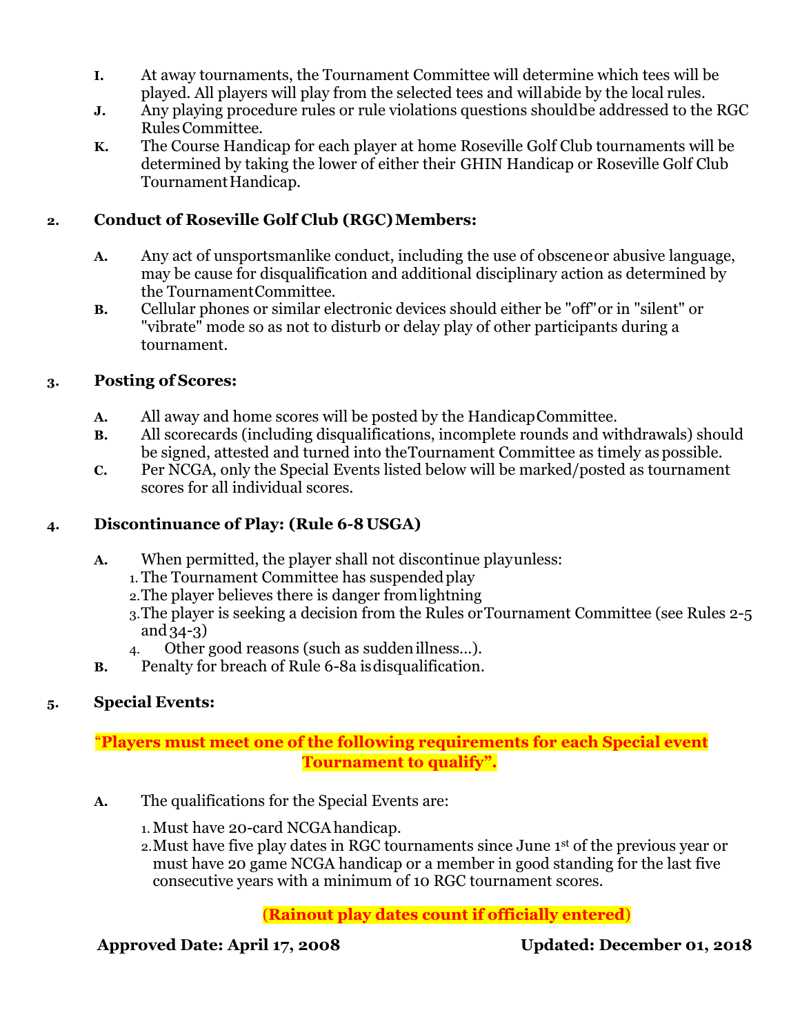**I.** At away tournaments, the Tournament Committee will determine which tees will be played. All players will play from the selected tees and will abide by the local rules.

**J.** Any playing procedure rules or rule violations questions should be addressed to the RGC Rules Committee.

**K.** The Course Handicap for each player at home Roseville Golf Club tournaments will be determined by taking the lower of either their GHIN Handicap or Roseville Golf Club Tournament Handicap.

## 2. Conduct of Roseville Golf Club (RGC) Members:

**A.** Any act of unsportsmanlike conduct, including the use of obscene or abusive language, may be cause for disqualification and additional disciplinary action as determined by the Tournament Committee.

**B.** Cellular phones or similar electronic devices should either be "off" or in "silent" or "vibrate" mode so as not to disturb or delay play of other participants during a tournament.

## 3. Posting of Scores:

**A.** All away and home scores will be posted by the Handicap Committee.

**B.** All scorecards (including disqualifications, incomplete rounds and withdrawals) should be signed, attested and turned into the Tournament Committee as timely as possible.

**C.** Per NCGA, only the Special Events listed below will be marked/posted as tournament scores for all individual scores.

## 4. Discontinuance of Play: (Rule 6-8 USGA)

**A.** When permitted, the player shall not discontinue play unless:

1. The Tournament Committee has suspended play
2. The player believes there is danger from lightning
3. The player is seeking a decision from the Rules or Tournament Committee (see Rules 2-5 and 34-3)
4. Other good reasons (such as sudden illness…).

**B.** Penalty for breach of Rule 6-8a is disqualification.

## 5. Special Events:

**"Players must meet one of the following requirements for each Special event Tournament to qualify".**

**A.** The qualifications for the Special Events are:

1. Must have 20-card NCGA handicap.
2. Must have five play dates in RGC tournaments since June 1st of the previous year or must have 20 game NCGA handicap or a member in good standing for the last five consecutive years with a minimum of 10 RGC tournament scores.

**(Rainout play dates count if officially entered)**

**Approved Date: April 17, 2008** **Updated: December 01, 2018**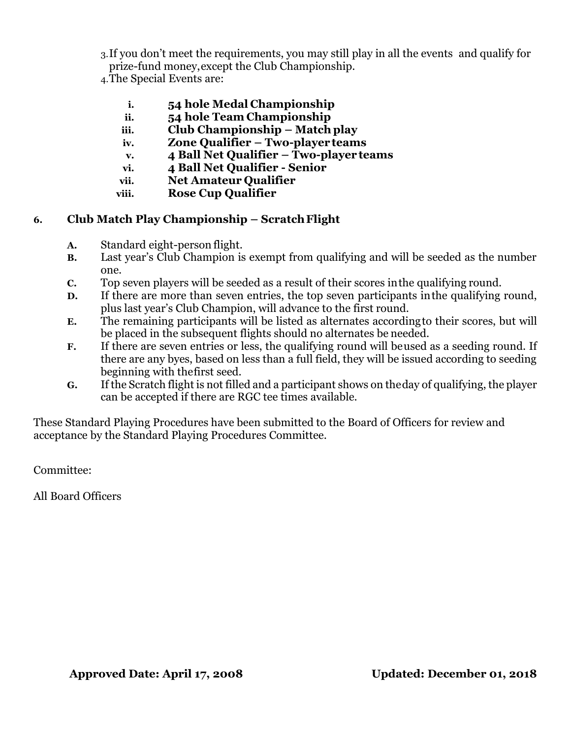3. If you don't meet the requirements, you may still play in all the events and qualify for prize-fund money, except the Club Championship.
4. The Special Events are:

   i. **54 hole Medal Championship**
   ii. **54 hole Team Championship**
   iii. **Club Championship – Match play**
   iv. **Zone Qualifier – Two-player teams**
   v. **4 Ball Net Qualifier – Two-player teams**
   vi. **4 Ball Net Qualifier - Senior**
   vii. **Net Amateur Qualifier**
   viii. **Rose Cup Qualifier**

## 6. Club Match Play Championship – Scratch Flight

**A.** Standard eight-person flight.

**B.** Last year's Club Champion is exempt from qualifying and will be seeded as the number one.

**C.** Top seven players will be seeded as a result of their scores in the qualifying round.

**D.** If there are more than seven entries, the top seven participants in the qualifying round, plus last year's Club Champion, will advance to the first round.

**E.** The remaining participants will be listed as alternates according to their scores, but will be placed in the subsequent flights should no alternates be needed.

**F.** If there are seven entries or less, the qualifying round will be used as a seeding round. If there are any byes, based on less than a full field, they will be issued according to seeding beginning with the first seed.

**G.** If the Scratch flight is not filled and a participant shows on the day of qualifying, the player can be accepted if there are RGC tee times available.

These Standard Playing Procedures have been submitted to the Board of Officers for review and acceptance by the Standard Playing Procedures Committee.

Committee:

All Board Officers

**Approved Date: April 17, 2008** **Updated: December 01, 2018**